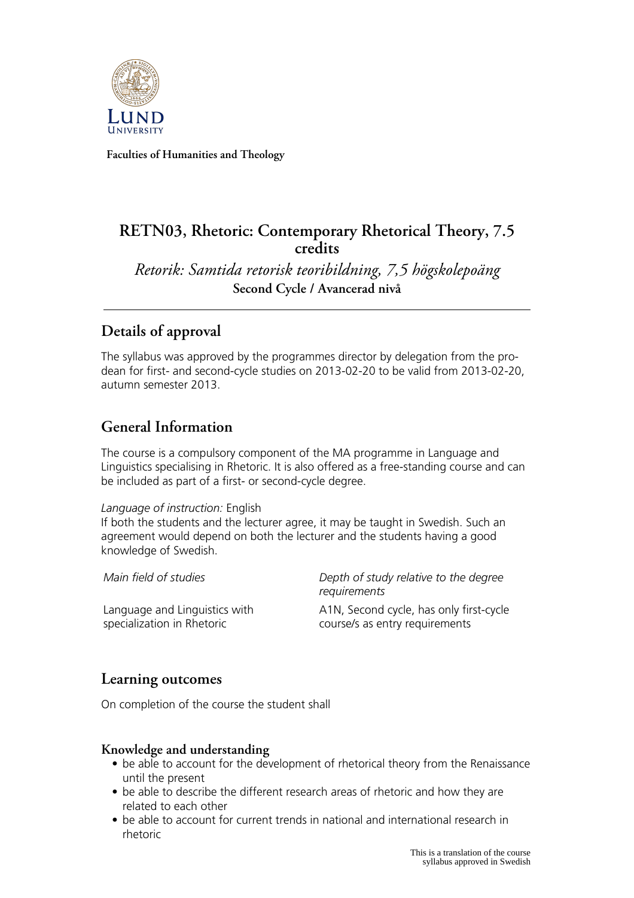Faculties of Humanities and Theology

# RETN03, Rhetoric: Contemporary Rhetorical Theory, 7.5 credits

*Retorik: Samtida retorisk teoribildning, 7,5 högskolepoäng*

**Second Cycle / Avancerad nivå**

## Details of approval

The syllabus was approved by the programmes director by delegation from the pro-dean for first- and second-cycle studies on 2013-02-20 to be valid from 2013-02-20, autumn semester 2013.

## General Information

The course is a compulsory component of the MA programme in Language and Linguistics specialising in Rhetoric. It is also offered as a free-standing course and can be included as part of a first- or second-cycle degree.

*Language of instruction:* English
If both the students and the lecturer agree, it may be taught in Swedish. Such an agreement would depend on both the lecturer and the students having a good knowledge of Swedish.

| *Main field of studies* | *Depth of study relative to the degree requirements* |
| --- | --- |
| Language and Linguistics with specialization in Rhetoric | A1N, Second cycle, has only first-cycle course/s as entry requirements |

## Learning outcomes

On completion of the course the student shall

### Knowledge and understanding

- be able to account for the development of rhetorical theory from the Renaissance until the present
- be able to describe the different research areas of rhetoric and how they are related to each other
- be able to account for current trends in national and international research in rhetoric

This is a translation of the course syllabus approved in Swedish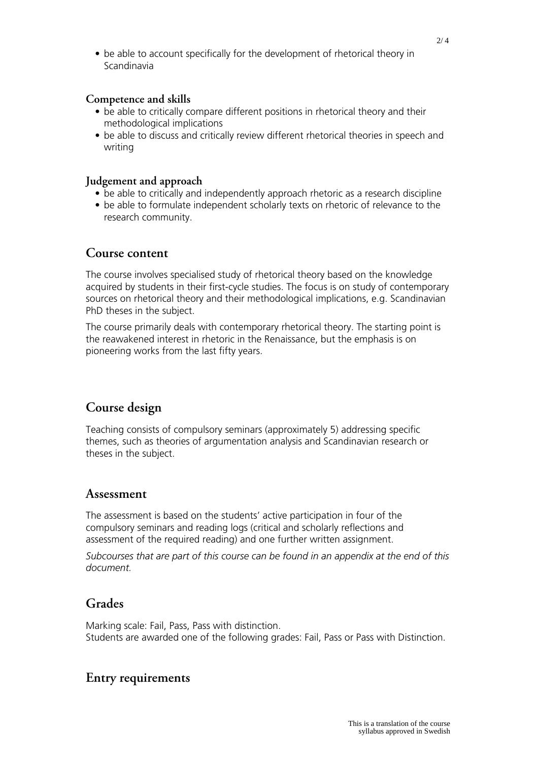- be able to account specifically for the development of rhetorical theory in Scandinavia

### Competence and skills

- be able to critically compare different positions in rhetorical theory and their methodological implications
- be able to discuss and critically review different rhetorical theories in speech and writing

### Judgement and approach

- be able to critically and independently approach rhetoric as a research discipline
- be able to formulate independent scholarly texts on rhetoric of relevance to the research community.

## Course content

The course involves specialised study of rhetorical theory based on the knowledge acquired by students in their first-cycle studies. The focus is on study of contemporary sources on rhetorical theory and their methodological implications, e.g. Scandinavian PhD theses in the subject.

The course primarily deals with contemporary rhetorical theory. The starting point is the reawakened interest in rhetoric in the Renaissance, but the emphasis is on pioneering works from the last fifty years.

## Course design

Teaching consists of compulsory seminars (approximately 5) addressing specific themes, such as theories of argumentation analysis and Scandinavian research or theses in the subject.

## Assessment

The assessment is based on the students' active participation in four of the compulsory seminars and reading logs (critical and scholarly reflections and assessment of the required reading) and one further written assignment.

*Subcourses that are part of this course can be found in an appendix at the end of this document.*

## Grades

Marking scale: Fail, Pass, Pass with distinction.
Students are awarded one of the following grades: Fail, Pass or Pass with Distinction.

## Entry requirements

This is a translation of the course syllabus approved in Swedish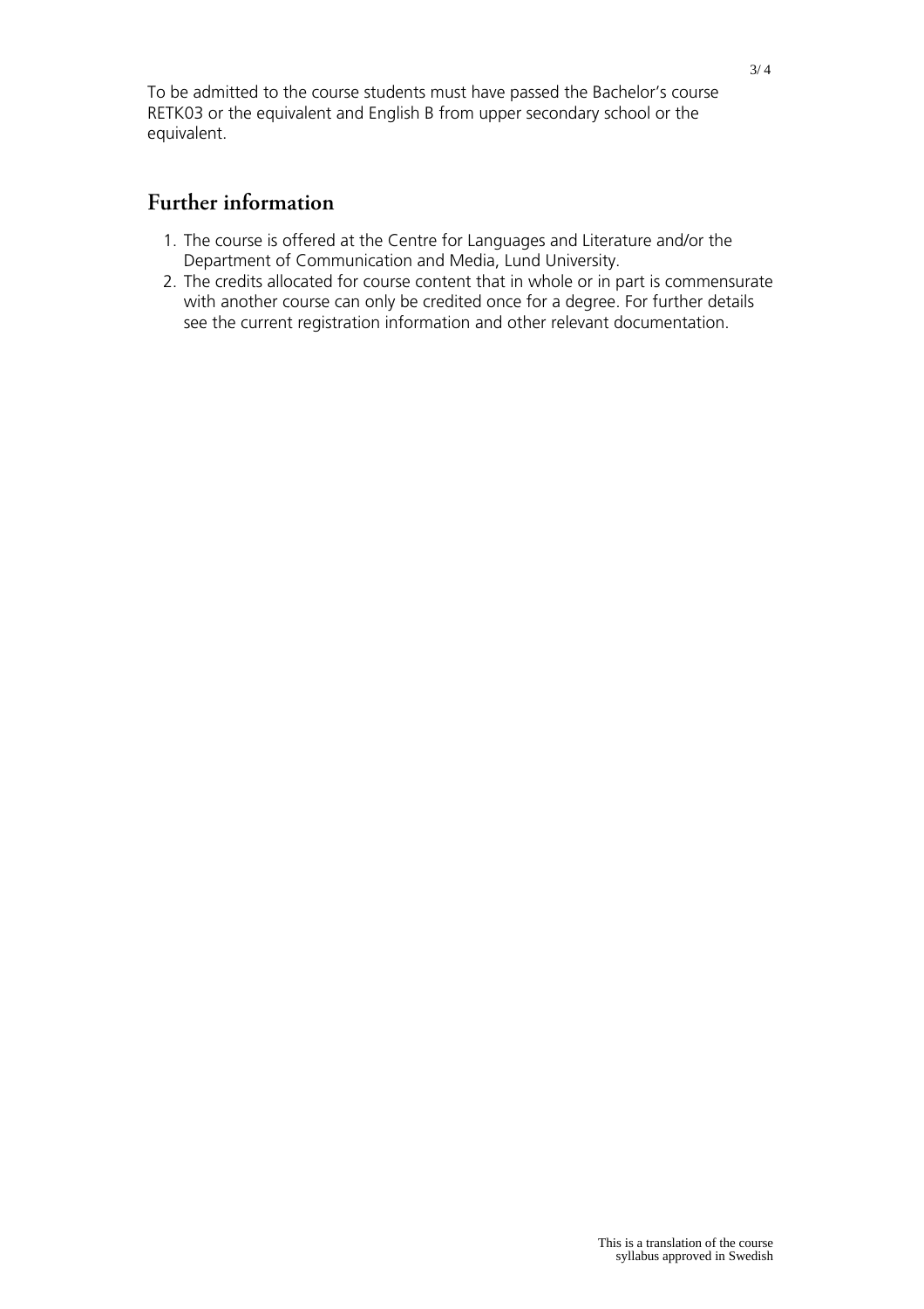To be admitted to the course students must have passed the Bachelor's course RETK03 or the equivalent and English B from upper secondary school or the equivalent.

## Further information

1. The course is offered at the Centre for Languages and Literature and/or the Department of Communication and Media, Lund University.
2. The credits allocated for course content that in whole or in part is commensurate with another course can only be credited once for a degree. For further details see the current registration information and other relevant documentation.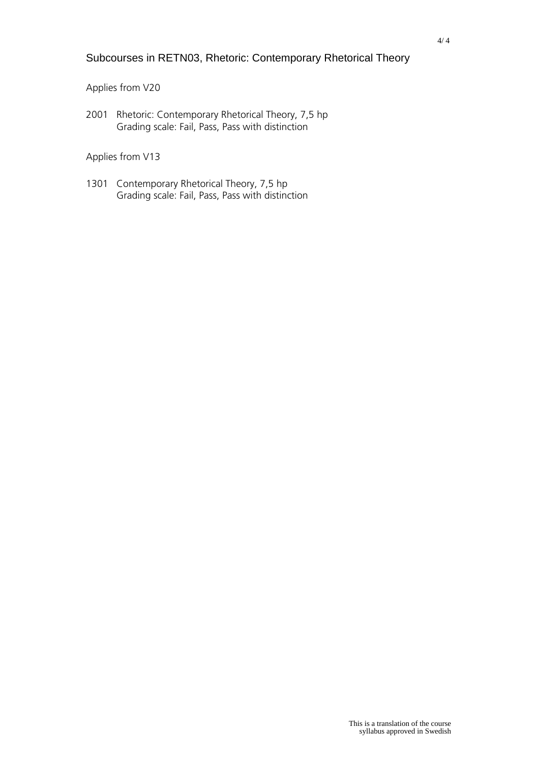## Subcourses in RETN03, Rhetoric: Contemporary Rhetorical Theory

Applies from V20

2001 Rhetoric: Contemporary Rhetorical Theory, 7,5 hp
Grading scale: Fail, Pass, Pass with distinction

Applies from V13

1301 Contemporary Rhetorical Theory, 7,5 hp
Grading scale: Fail, Pass, Pass with distinction

This is a translation of the course syllabus approved in Swedish